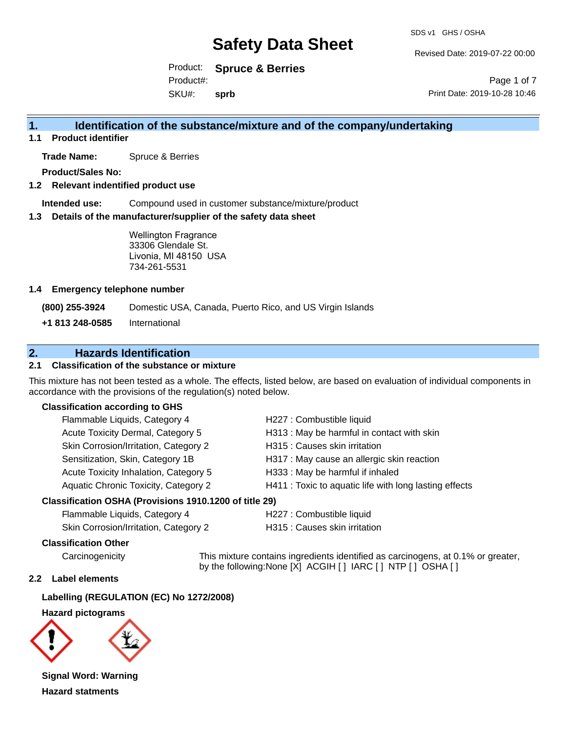# Safety Data Sheet

SDS v1 GHS / OSHA

Revised Date: 2019-07-22 00:00

Product: **Spruce & Berries**

Product#:

SKU#: **sprb**

Print Date: 2019-10-28 10:46

## 1. Identification of the substance/mixture and of the company/undertaking

### 1.1 Product identifier

**Trade Name:** Spruce & Berries

**Product/Sales No:**

### 1.2 Relevant indentified product use

**Intended use:** Compound used in customer substance/mixture/product

### 1.3 Details of the manufacturer/supplier of the safety data sheet

Wellington Fragrance
33306 Glendale St.
Livonia, MI 48150 USA
734-261-5531

### 1.4 Emergency telephone number

**(800) 255-3924** Domestic USA, Canada, Puerto Rico, and US Virgin Islands

**+1 813 248-0585** International

## 2. Hazards Identification

### 2.1 Classification of the substance or mixture

This mixture has not been tested as a whole. The effects, listed below, are based on evaluation of individual components in accordance with the provisions of the regulation(s) noted below.

**Classification according to GHS**

| | |
|---|---|
| Flammable Liquids, Category 4 | H227 : Combustible liquid |
| Acute Toxicity Dermal, Category 5 | H313 : May be harmful in contact with skin |
| Skin Corrosion/Irritation, Category 2 | H315 : Causes skin irritation |
| Sensitization, Skin, Category 1B | H317 : May cause an allergic skin reaction |
| Acute Toxicity Inhalation, Category 5 | H333 : May be harmful if inhaled |
| Aquatic Chronic Toxicity, Category 2 | H411 : Toxic to aquatic life with long lasting effects |

**Classification OSHA (Provisions 1910.1200 of title 29)**

| | |
|---|---|
| Flammable Liquids, Category 4 | H227 : Combustible liquid |
| Skin Corrosion/Irritation, Category 2 | H315 : Causes skin irritation |

**Classification Other**

Carcinogenicity — This mixture contains ingredients identified as carcinogens, at 0.1% or greater, by the following:None [X] ACGIH [ ] IARC [ ] NTP [ ] OSHA [ ]

### 2.2 Label elements

**Labelling (REGULATION (EC) No 1272/2008)**

**Hazard pictograms**

**Signal Word: Warning**

**Hazard statments**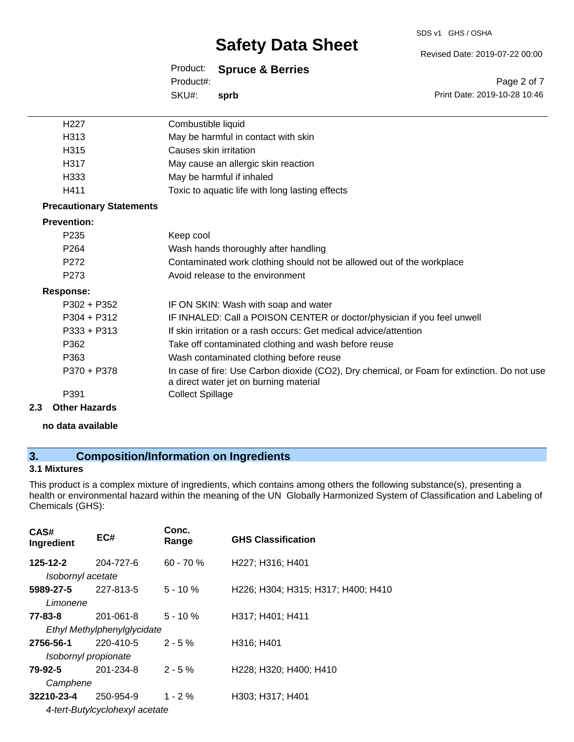| | |
|---|---|
| H227 | Combustible liquid |
| H313 | May be harmful in contact with skin |
| H315 | Causes skin irritation |
| H317 | May cause an allergic skin reaction |
| H333 | May be harmful if inhaled |
| H411 | Toxic to aquatic life with long lasting effects |

**Precautionary Statements**

**Prevention:**

| | |
|---|---|
| P235 | Keep cool |
| P264 | Wash hands thoroughly after handling |
| P272 | Contaminated work clothing should not be allowed out of the workplace |
| P273 | Avoid release to the environment |

**Response:**

| | |
|---|---|
| P302 + P352 | IF ON SKIN: Wash with soap and water |
| P304 + P312 | IF INHALED: Call a POISON CENTER or doctor/physician if you feel unwell |
| P333 + P313 | If skin irritation or a rash occurs: Get medical advice/attention |
| P362 | Take off contaminated clothing and wash before reuse |
| P363 | Wash contaminated clothing before reuse |
| P370 + P378 | In case of fire: Use Carbon dioxide ($CO_2$), Dry chemical, or Foam for extinction. Do not use a direct water jet on burning material |
| P391 | Collect Spillage |

### 2.3 Other Hazards

**no data available**

## 3. Composition/Information on Ingredients

### 3.1 Mixtures

This product is a complex mixture of ingredients, which contains among others the following substance(s), presenting a health or environmental hazard within the meaning of the UN Globally Harmonized System of Classification and Labeling of Chemicals (GHS):

| CAS# Ingredient | EC# | Conc. Range | GHS Classification |
|---|---|---|---|
| **125-12-2** *Isobornyl acetate* | 204-727-6 | 60 - 70 % | H227; H316; H401 |
| **5989-27-5** *Limonene* | 227-813-5 | 5 - 10 % | H226; H304; H315; H317; H400; H410 |
| **77-83-8** *Ethyl Methylphenylglycidate* | 201-061-8 | 5 - 10 % | H317; H401; H411 |
| **2756-56-1** *Isobornyl propionate* | 220-410-5 | 2 - 5 % | H316; H401 |
| **79-92-5** *Camphene* | 201-234-8 | 2 - 5 % | H228; H320; H400; H410 |
| **32210-23-4** *4-tert-Butylcyclohexyl acetate* | 250-954-9 | 1 - 2 % | H303; H317; H401 |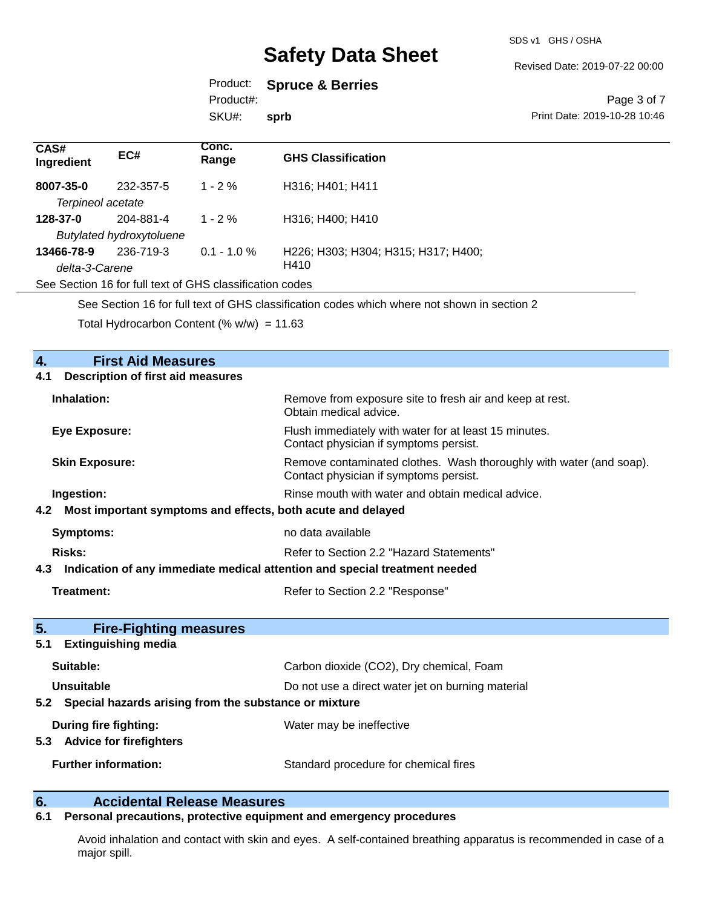| CAS# Ingredient | EC# | Conc. Range | GHS Classification |
| --- | --- | --- | --- |
| **8007-35-0** | 232-357-5 | 1 - 2 % | H316; H401; H411 |
| *Terpineol acetate* | | | |
| **128-37-0** | 204-881-4 | 1 - 2 % | H316; H400; H410 |
| *Butylated hydroxytoluene* | | | |
| **13466-78-9** | 236-719-3 | 0.1 - 1.0 % | H226; H303; H304; H315; H317; H400; H410 |
| *delta-3-Carene* | | | |
| See Section 16 for full text of GHS classification codes | | | |

See Section 16 for full text of GHS classification codes which where not shown in section 2

Total Hydrocarbon Content (% w/w) = 11.63

## 4. First Aid Measures

### 4.1 Description of first aid measures

**Inhalation:** Remove from exposure site to fresh air and keep at rest. Obtain medical advice.

**Eye Exposure:** Flush immediately with water for at least 15 minutes. Contact physician if symptoms persist.

**Skin Exposure:** Remove contaminated clothes. Wash thoroughly with water (and soap). Contact physician if symptoms persist.

**Ingestion:** Rinse mouth with water and obtain medical advice.

### 4.2 Most important symptoms and effects, both acute and delayed

**Symptoms:** no data available

**Risks:** Refer to Section 2.2 "Hazard Statements"

### 4.3 Indication of any immediate medical attention and special treatment needed

**Treatment:** Refer to Section 2.2 "Response"

## 5. Fire-Fighting measures

### 5.1 Extinguishing media

**Suitable:** Carbon dioxide ($CO_2$), Dry chemical, Foam

**Unsuitable** Do not use a direct water jet on burning material

### 5.2 Special hazards arising from the substance or mixture

**During fire fighting:** Water may be ineffective

### 5.3 Advice for firefighters

**Further information:** Standard procedure for chemical fires

## 6. Accidental Release Measures

### 6.1 Personal precautions, protective equipment and emergency procedures

Avoid inhalation and contact with skin and eyes. A self-contained breathing apparatus is recommended in case of a major spill.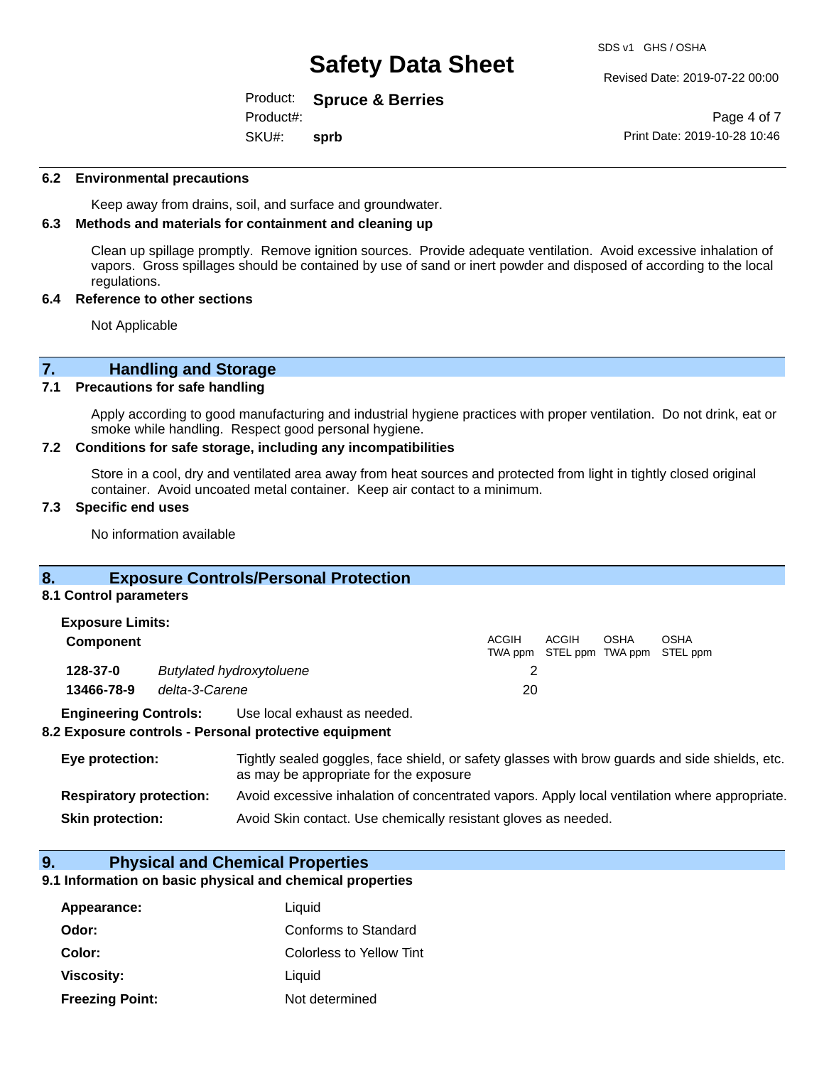### 6.2 Environmental precautions

Keep away from drains, soil, and surface and groundwater.

### 6.3 Methods and materials for containment and cleaning up

Clean up spillage promptly. Remove ignition sources. Provide adequate ventilation. Avoid excessive inhalation of vapors. Gross spillages should be contained by use of sand or inert powder and disposed of according to the local regulations.

### 6.4 Reference to other sections

Not Applicable

## 7. Handling and Storage

### 7.1 Precautions for safe handling

Apply according to good manufacturing and industrial hygiene practices with proper ventilation. Do not drink, eat or smoke while handling. Respect good personal hygiene.

### 7.2 Conditions for safe storage, including any incompatibilities

Store in a cool, dry and ventilated area away from heat sources and protected from light in tightly closed original container. Avoid uncoated metal container. Keep air contact to a minimum.

### 7.3 Specific end uses

No information available

## 8. Exposure Controls/Personal Protection

### 8.1 Control parameters

**Exposure Limits:**

| Component | | ACGIH TWA ppm | ACGIH STEL ppm | OSHA TWA ppm | OSHA STEL ppm |
|---|---|---|---|---|---|
| **128-37-0** | *Butylated hydroxytoluene* | 2 | | | |
| **13466-78-9** | *delta-3-Carene* | 20 | | | |

**Engineering Controls:** Use local exhaust as needed.

### 8.2 Exposure controls - Personal protective equipment

**Eye protection:** Tightly sealed goggles, face shield, or safety glasses with brow guards and side shields, etc. as may be appropriate for the exposure

**Respiratory protection:** Avoid excessive inhalation of concentrated vapors. Apply local ventilation where appropriate.

**Skin protection:** Avoid Skin contact. Use chemically resistant gloves as needed.

## 9. Physical and Chemical Properties

### 9.1 Information on basic physical and chemical properties

**Appearance:** Liquid

**Odor:** Conforms to Standard

**Color:** Colorless to Yellow Tint

**Viscosity:** Liquid

**Freezing Point:** Not determined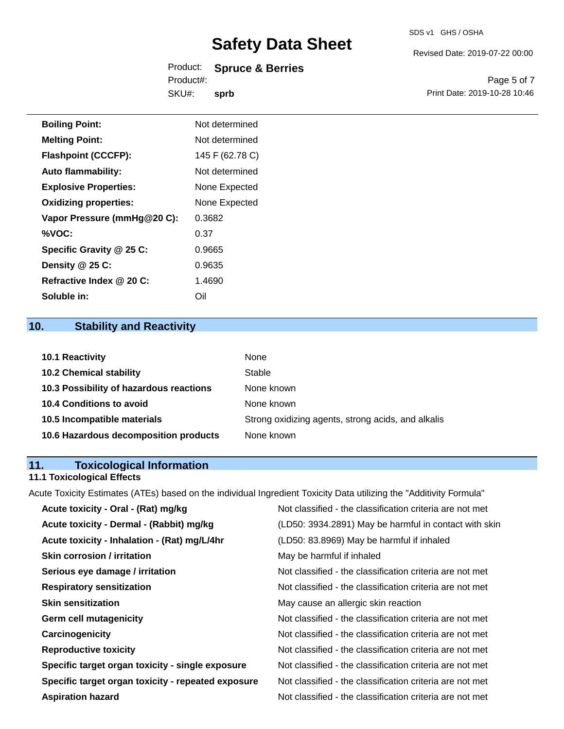| | |
|---|---|
| **Boiling Point:** | Not determined |
| **Melting Point:** | Not determined |
| **Flashpoint (CCCFP):** | 145 F (62.78 C) |
| **Auto flammability:** | Not determined |
| **Explosive Properties:** | None Expected |
| **Oxidizing properties:** | None Expected |
| **Vapor Pressure (mmHg@20 C):** | 0.3682 |
| **%VOC:** | 0.37 |
| **Specific Gravity @ 25 C:** | 0.9665 |
| **Density @ 25 C:** | 0.9635 |
| **Refractive Index @ 20 C:** | 1.4690 |
| **Soluble in:** | Oil |

## 10. Stability and Reactivity

| | |
|---|---|
| **10.1 Reactivity** | None |
| **10.2 Chemical stability** | Stable |
| **10.3 Possibility of hazardous reactions** | None known |
| **10.4 Conditions to avoid** | None known |
| **10.5 Incompatible materials** | Strong oxidizing agents, strong acids, and alkalis |
| **10.6 Hazardous decomposition products** | None known |

## 11. Toxicological Information

### 11.1 Toxicological Effects

Acute Toxicity Estimates (ATEs) based on the individual Ingredient Toxicity Data utilizing the "Additivity Formula"

| | |
|---|---|
| **Acute toxicity - Oral - (Rat) mg/kg** | Not classified - the classification criteria are not met |
| **Acute toxicity - Dermal - (Rabbit) mg/kg** | (LD50: 3934.2891) May be harmful in contact with skin |
| **Acute toxicity - Inhalation - (Rat) mg/L/4hr** | (LD50: 83.8969) May be harmful if inhaled |
| **Skin corrosion / irritation** | May be harmful if inhaled |
| **Serious eye damage / irritation** | Not classified - the classification criteria are not met |
| **Respiratory sensitization** | Not classified - the classification criteria are not met |
| **Skin sensitization** | May cause an allergic skin reaction |
| **Germ cell mutagenicity** | Not classified - the classification criteria are not met |
| **Carcinogenicity** | Not classified - the classification criteria are not met |
| **Reproductive toxicity** | Not classified - the classification criteria are not met |
| **Specific target organ toxicity - single exposure** | Not classified - the classification criteria are not met |
| **Specific target organ toxicity - repeated exposure** | Not classified - the classification criteria are not met |
| **Aspiration hazard** | Not classified - the classification criteria are not met |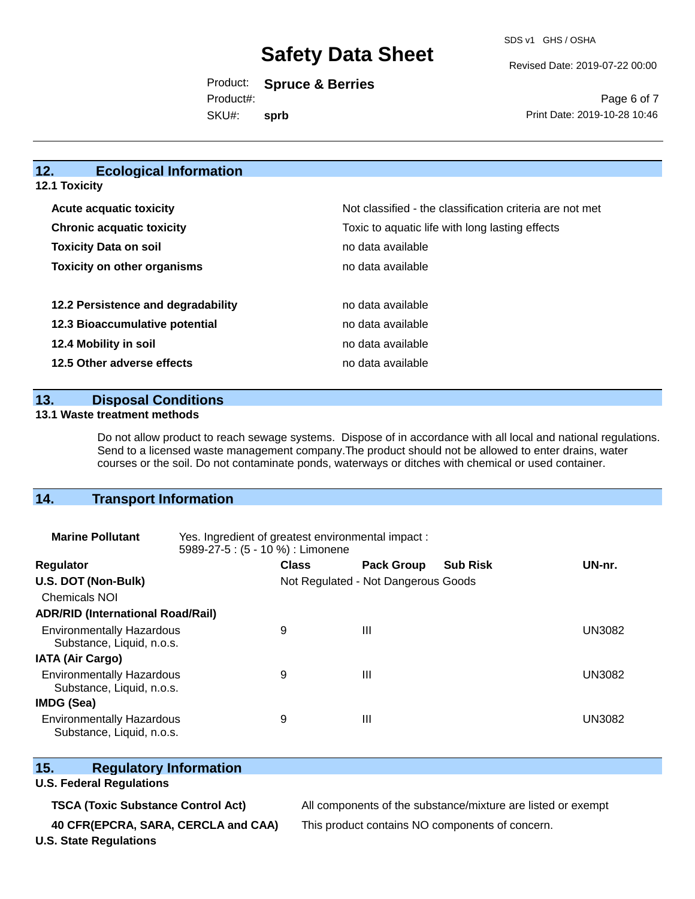## 12. Ecological Information

### 12.1 Toxicity

| | |
|---|---|
| **Acute acquatic toxicity** | Not classified - the classification criteria are not met |
| **Chronic acquatic toxicity** | Toxic to aquatic life with long lasting effects |
| **Toxicity Data on soil** | no data available |
| **Toxicity on other organisms** | no data available |

| | |
|---|---|
| **12.2 Persistence and degradability** | no data available |
| **12.3 Bioaccumulative potential** | no data available |
| **12.4 Mobility in soil** | no data available |
| **12.5 Other adverse effects** | no data available |

## 13. Disposal Conditions

### 13.1 Waste treatment methods

Do not allow product to reach sewage systems. Dispose of in accordance with all local and national regulations. Send to a licensed waste management company.The product should not be allowed to enter drains, water courses or the soil. Do not contaminate ponds, waterways or ditches with chemical or used container.

## 14. Transport Information

**Marine Pollutant** Yes. Ingredient of greatest environmental impact : 5989-27-5 : (5 - 10 %) : Limonene

| Regulator | Class | Pack Group | Sub Risk | UN-nr. |
|---|---|---|---|---|
| **U.S. DOT (Non-Bulk)** | Not Regulated - Not Dangerous Goods | | | |
| Chemicals NOI | | | | |
| **ADR/RID (International Road/Rail)** | | | | |
| Environmentally Hazardous Substance, Liquid, n.o.s. | 9 | III | | UN3082 |
| **IATA (Air Cargo)** | | | | |
| Environmentally Hazardous Substance, Liquid, n.o.s. | 9 | III | | UN3082 |
| **IMDG (Sea)** | | | | |
| Environmentally Hazardous Substance, Liquid, n.o.s. | 9 | III | | UN3082 |

## 15. Regulatory Information

### U.S. Federal Regulations

| | |
|---|---|
| **TSCA (Toxic Substance Control Act)** | All components of the substance/mixture are listed or exempt |
| **40 CFR(EPCRA, SARA, CERCLA and CAA)** | This product contains NO components of concern. |

### U.S. State Regulations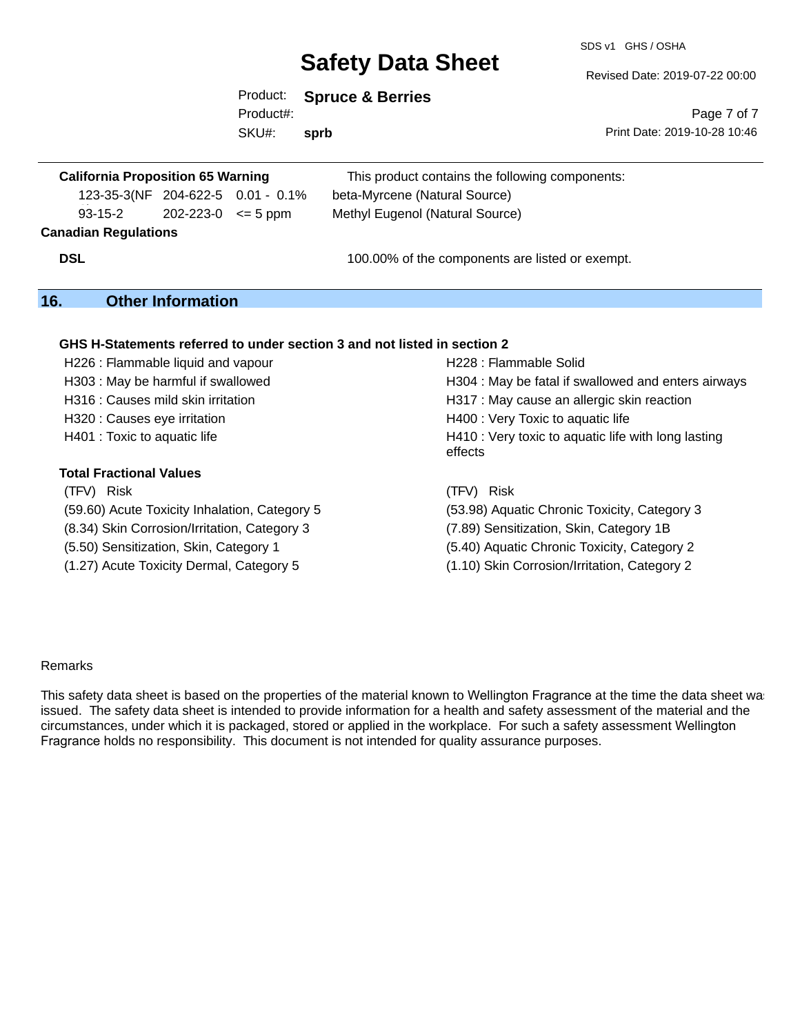**California Proposition 65 Warning** This product contains the following components:

| | | | |
|---|---|---|---|
| 123-35-3(NF | 204-622-5 | 0.01 - 0.1% | beta-Myrcene (Natural Source) |
| 93-15-2 | 202-223-0 | <= 5 ppm | Methyl Eugenol (Natural Source) |

**Canadian Regulations**

**DSL** 100.00% of the components are listed or exempt.

## 16. Other Information

**GHS H-Statements referred to under section 3 and not listed in section 2**

H226 : Flammable liquid and vapour
H228 : Flammable Solid
H303 : May be harmful if swallowed
H304 : May be fatal if swallowed and enters airways
H316 : Causes mild skin irritation
H317 : May cause an allergic skin reaction
H320 : Causes eye irritation
H400 : Very Toxic to aquatic life
H401 : Toxic to aquatic life
H410 : Very toxic to aquatic life with long lasting effects

**Total Fractional Values**

| (TFV) | Risk | (TFV) | Risk |
|---|---|---|---|
| (59.60) | Acute Toxicity Inhalation, Category 5 | (53.98) | Aquatic Chronic Toxicity, Category 3 |
| (8.34) | Skin Corrosion/Irritation, Category 3 | (7.89) | Sensitization, Skin, Category 1B |
| (5.50) | Sensitization, Skin, Category 1 | (5.40) | Aquatic Chronic Toxicity, Category 2 |
| (1.27) | Acute Toxicity Dermal, Category 5 | (1.10) | Skin Corrosion/Irritation, Category 2 |

Remarks

This safety data sheet is based on the properties of the material known to Wellington Fragrance at the time the data sheet was issued. The safety data sheet is intended to provide information for a health and safety assessment of the material and the circumstances, under which it is packaged, stored or applied in the workplace. For such a safety assessment Wellington Fragrance holds no responsibility. This document is not intended for quality assurance purposes.